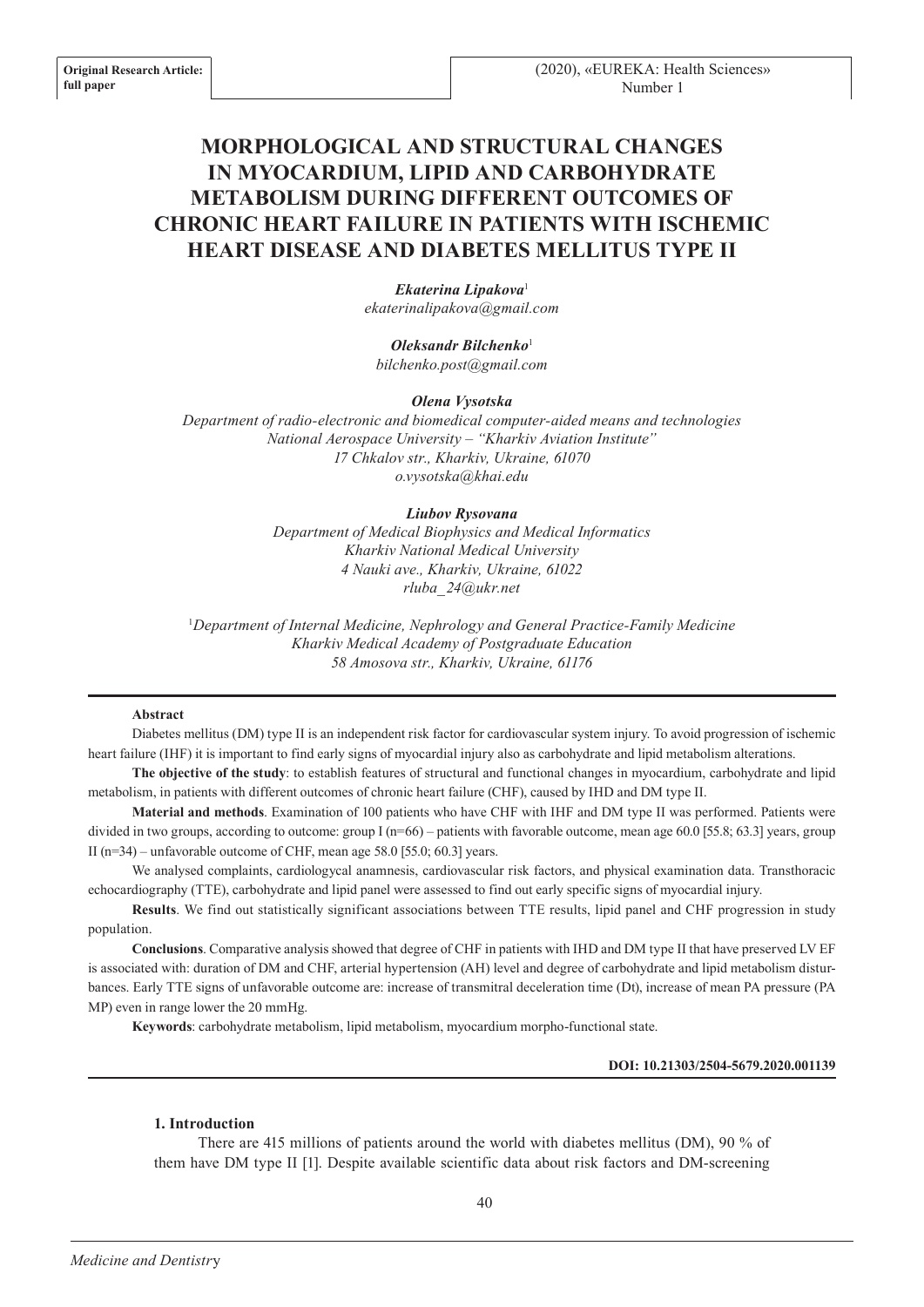**Original Research Article: full paper**

# MORPHOLOGICAL AND STRUCTURAL CHANGES IN MYOCARDIUM, LIPID AND CARBOHYDRATE METABOLISM DURING DIFFERENT OUTCOMES OF CHRONIC HEART FAILURE IN PATIENTS WITH ISCHEMIC HEART DISEASE AND DIABETES MELLITUS TYPE II

***Ekaterina Lipakova***[1]
*ekaterinalipakova@gmail.com*

***Oleksandr Bilchenko***[1]
*bilchenko.post@gmail.com*

***Olena Vysotska***
*Department of radio-electronic and biomedical computer-aided means and technologies*
*National Aerospace University – "Kharkiv Aviation Institute"*
*17 Chkalov str., Kharkiv, Ukraine, 61070*
*o.vysotska@khai.edu*

***Liubov Rysovana***
*Department of Medical Biophysics and Medical Informatics*
*Kharkiv National Medical University*
*4 Nauki ave., Kharkiv, Ukraine, 61022*
*rluba_24@ukr.net*

[1]*Department of Internal Medicine, Nephrology and General Practice-Family Medicine*
*Kharkiv Medical Academy of Postgraduate Education*
*58 Amosova str., Kharkiv, Ukraine, 61176*

**Abstract**

Diabetes mellitus (DM) type II is an independent risk factor for cardiovascular system injury. To avoid progression of ischemic heart failure (IHF) it is important to find early signs of myocardial injury also as carbohydrate and lipid metabolism alterations.

**The objective of the study**: to establish features of structural and functional changes in myocardium, carbohydrate and lipid metabolism, in patients with different outcomes of chronic heart failure (CHF), caused by IHD and DM type II.

**Material and methods**. Examination of 100 patients who have CHF with IHF and DM type II was performed. Patients were divided in two groups, according to outcome: group I (n=66) – patients with favorable outcome, mean age 60.0 [55.8; 63.3] years, group II (n=34) – unfavorable outcome of CHF, mean age 58.0 [55.0; 60.3] years.

We analysed complaints, cardiologycal anamnesis, cardiovascular risk factors, and physical examination data. Transthoracic echocardiography (TTE), carbohydrate and lipid panel were assessed to find out early specific signs of myocardial injury.

**Results**. We find out statistically significant associations between TTE results, lipid panel and CHF progression in study population.

**Conclusions**. Comparative analysis showed that degree of CHF in patients with IHD and DM type II that have preserved LV EF is associated with: duration of DM and CHF, arterial hypertension (AH) level and degree of carbohydrate and lipid metabolism disturbances. Early TTE signs of unfavorable outcome are: increase of transmitral deceleration time (Dt), increase of mean PA pressure (PA MP) even in range lower the 20 mmHg.

**Keywords**: carbohydrate metabolism, lipid metabolism, myocardium morpho-functional state.

**DOI: 10.21303/2504-5679.2020.001139**

## 1. Introduction

There are 415 millions of patients around the world with diabetes mellitus (DM), 90 % of them have DM type II [1]. Despite available scientific data about risk factors and DM-screening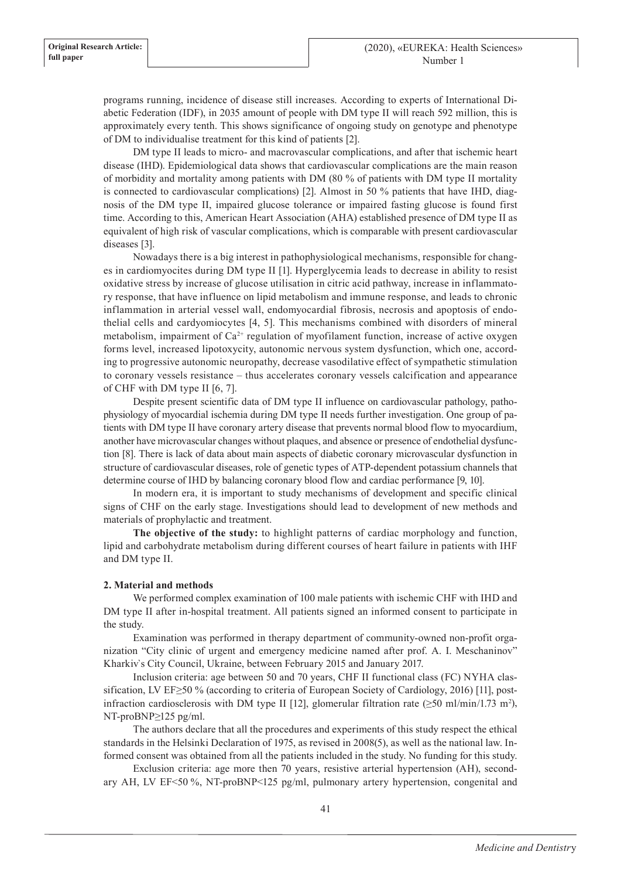programs running, incidence of disease still increases. According to experts of International Diabetic Federation (IDF), in 2035 amount of people with DM type II will reach 592 million, this is approximately every tenth. This shows significance of ongoing study on genotype and phenotype of DM to individualise treatment for this kind of patients [2].

DM type II leads to micro- and macrovascular complications, and after that ischemic heart disease (IHD). Epidemiological data shows that cardiovascular complications are the main reason of morbidity and mortality among patients with DM (80 % of patients with DM type II mortality is connected to cardiovascular complications) [2]. Almost in 50 % patients that have IHD, diagnosis of the DM type II, impaired glucose tolerance or impaired fasting glucose is found first time. According to this, American Heart Association (AHA) established presence of DM type II as equivalent of high risk of vascular complications, which is comparable with present cardiovascular diseases [3].

Nowadays there is a big interest in pathophysiological mechanisms, responsible for changes in cardiomyocites during DM type II [1]. Hyperglycemia leads to decrease in ability to resist oxidative stress by increase of glucose utilisation in citric acid pathway, increase in inflammatory response, that have influence on lipid metabolism and immune response, and leads to chronic inflammation in arterial vessel wall, endomyocardial fibrosis, necrosis and apoptosis of endothelial cells and cardyomiocytes [4, 5]. This mechanisms combined with disorders of mineral metabolism, impairment of $Ca^{2+}$ regulation of myofilament function, increase of active oxygen forms level, increased lipotoxycity, autonomic nervous system dysfunction, which one, according to progressive autonomic neuropathy, decrease vasodilative effect of sympathetic stimulation to coronary vessels resistance – thus accelerates coronary vessels calcification and appearance of CHF with DM type II [6, 7].

Despite present scientific data of DM type II influence on cardiovascular pathology, pathophysiology of myocardial ischemia during DM type II needs further investigation. One group of patients with DM type II have coronary artery disease that prevents normal blood flow to myocardium, another have microvascular changes without plaques, and absence or presence of endothelial dysfunction [8]. There is lack of data about main aspects of diabetic coronary microvascular dysfunction in structure of cardiovascular diseases, role of genetic types of ATP-dependent potassium channels that determine course of IHD by balancing coronary blood flow and cardiac performance [9, 10].

In modern era, it is important to study mechanisms of development and specific clinical signs of CHF on the early stage. Investigations should lead to development of new methods and materials of prophylactic and treatment.

**The objective of the study:** to highlight patterns of cardiac morphology and function, lipid and carbohydrate metabolism during different courses of heart failure in patients with IHF and DM type II.

### 2. Material and methods

We performed complex examination of 100 male patients with ischemic CHF with IHD and DM type II after in-hospital treatment. All patients signed an informed consent to participate in the study.

Examination was performed in therapy department of community-owned non-profit organization "City clinic of urgent and emergency medicine named after prof. A. I. Meschaninov" Kharkiv`s City Council, Ukraine, between February 2015 and January 2017.

Inclusion criteria: age between 50 and 70 years, CHF II functional class (FC) NYHA classification, LV EF≥50 % (according to criteria of European Society of Cardiology, 2016) [11], post-infraction cardiosclerosis with DM type II [12], glomerular filtration rate (≥50 ml/min/1.73 $m^2$), NT-proBNP≥125 pg/ml.

The authors declare that all the procedures and experiments of this study respect the ethical standards in the Helsinki Declaration of 1975, as revised in 2008(5), as well as the national law. Informed consent was obtained from all the patients included in the study. No funding for this study.

Exclusion criteria: age more then 70 years, resistive arterial hypertension (AH), secondary AH, LV EF<50 %, NT-proBNP<125 pg/ml, pulmonary artery hypertension, congenital and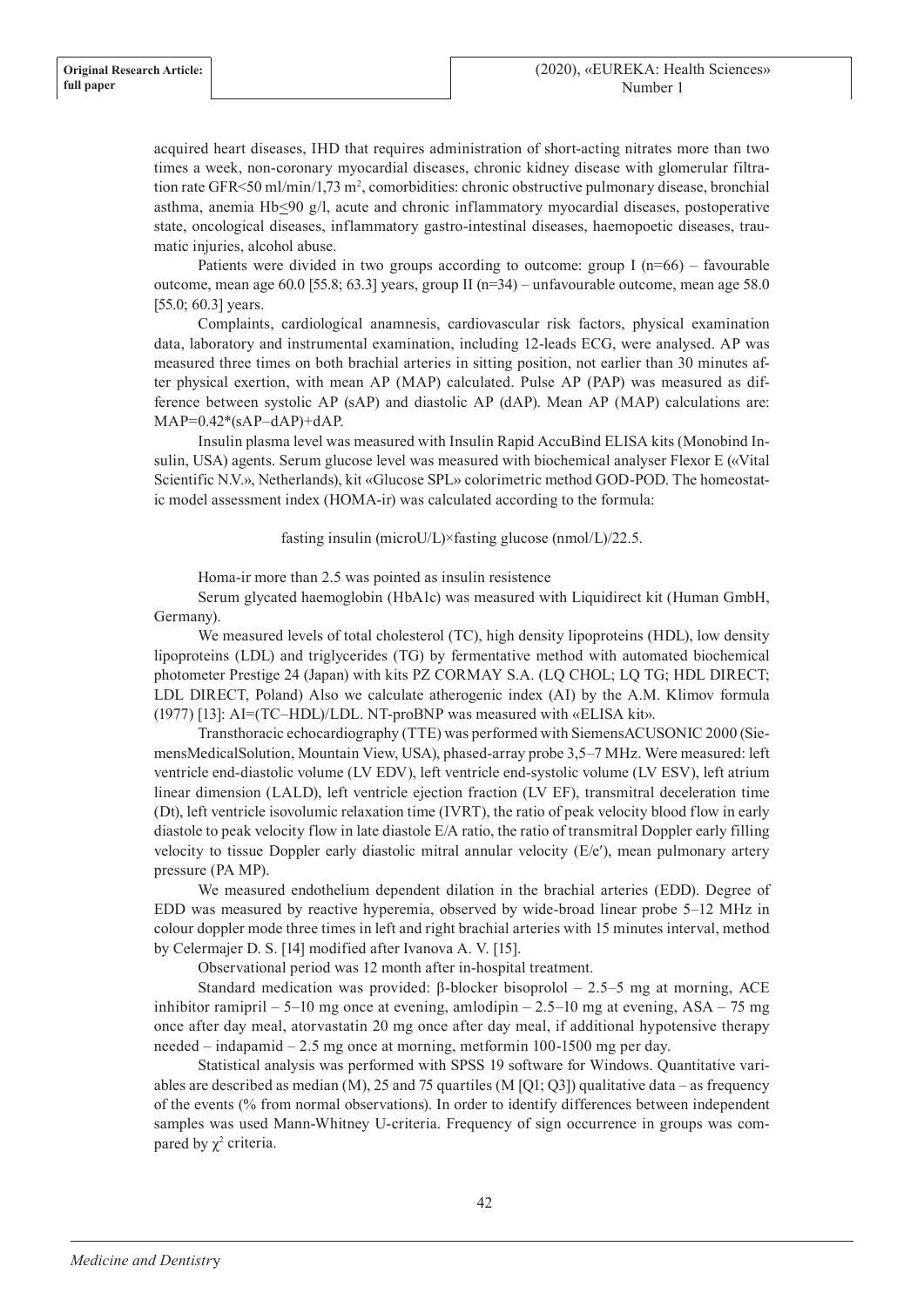acquired heart diseases, IHD that requires administration of short-acting nitrates more than two times a week, non-coronary myocardial diseases, chronic kidney disease with glomerular filtration rate GFR<50 ml/min/1,73 $m^2$, comorbidities: chronic obstructive pulmonary disease, bronchial asthma, anemia Hb≤90 g/l, acute and chronic inflammatory myocardial diseases, postoperative state, oncological diseases, inflammatory gastro-intestinal diseases, haemopoetic diseases, traumatic injuries, alcohol abuse.

Patients were divided in two groups according to outcome: group I (n=66) – favourable outcome, mean age 60.0 [55.8; 63.3] years, group II (n=34) – unfavourable outcome, mean age 58.0 [55.0; 60.3] years.

Complaints, cardiological anamnesis, cardiovascular risk factors, physical examination data, laboratory and instrumental examination, including 12-leads ECG, were analysed. AP was measured three times on both brachial arteries in sitting position, not earlier than 30 minutes after physical exertion, with mean AP (MAP) calculated. Pulse AP (PAP) was measured as difference between systolic AP (sAP) and diastolic AP (dAP). Mean AP (MAP) calculations are: MAP=0.42*(sAP–dAP)+dAP.

Insulin plasma level was measured with Insulin Rapid AccuBind ELISA kits (Monobind Insulin, USA) agents. Serum glucose level was measured with biochemical analyser Flexor E («Vital Scientific N.V.», Netherlands), kit «Glucose SPL» colorimetric method GOD-POD. The homeostatic model assessment index (HOMA-ir) was calculated according to the formula:

fasting insulin (microU/L)×fasting glucose (nmol/L)/22.5.

Homa-ir more than 2.5 was pointed as insulin resistence

Serum glycated haemoglobin (HbA1c) was measured with Liquidirect kit (Human GmbH, Germany).

We measured levels of total cholesterol (TC), high density lipoproteins (HDL), low density lipoproteins (LDL) and triglycerides (TG) by fermentative method with automated biochemical photometer Prestige 24 (Japan) with kits PZ CORMAY S.A. (LQ CHOL; LQ TG; HDL DIRECT; LDL DIRECT, Poland) Also we calculate atherogenic index (AI) by the A.M. Klimov formula (1977) [13]: AI=(TC–HDL)/LDL. NT-proBNP was measured with «ELISA kit».

Transthoracic echocardiography (TTE) was performed with SiemensACUSONIC 2000 (SiemensMedicalSolution, Mountain View, USA), phased-array probe 3,5–7 MHz. Were measured: left ventricle end-diastolic volume (LV EDV), left ventricle end-systolic volume (LV ESV), left atrium linear dimension (LALD), left ventricle ejection fraction (LV EF), transmitral deceleration time (Dt), left ventricle isovolumic relaxation time (IVRT), the ratio of peak velocity blood flow in early diastole to peak velocity flow in late diastole E/A ratio, the ratio of transmitral Doppler early filling velocity to tissue Doppler early diastolic mitral annular velocity (E/e′), mean pulmonary artery pressure (PA MP).

We measured endothelium dependent dilation in the brachial arteries (EDD). Degree of EDD was measured by reactive hyperemia, observed by wide-broad linear probe 5–12 MHz in colour doppler mode three times in left and right brachial arteries with 15 minutes interval, method by Celermajer D. S. [14] modified after Ivanova A. V. [15].

Observational period was 12 month after in-hospital treatment.

Standard medication was provided: β-blocker bisoprolol – 2.5–5 mg at morning, ACE inhibitor ramipril – 5–10 mg once at evening, amlodipin – 2.5–10 mg at evening, ASA – 75 mg once after day meal, atorvastatin 20 mg once after day meal, if additional hypotensive therapy needed – indapamid – 2.5 mg once at morning, metformin 100-1500 mg per day.

Statistical analysis was performed with SPSS 19 software for Windows. Quantitative variables are described as median (M), 25 and 75 quartiles (M [Q1; Q3]) qualitative data – as frequency of the events (% from normal observations). In order to identify differences between independent samples was used Mann-Whitney U-criteria. Frequency of sign occurrence in groups was compared by $\chi^2$ criteria.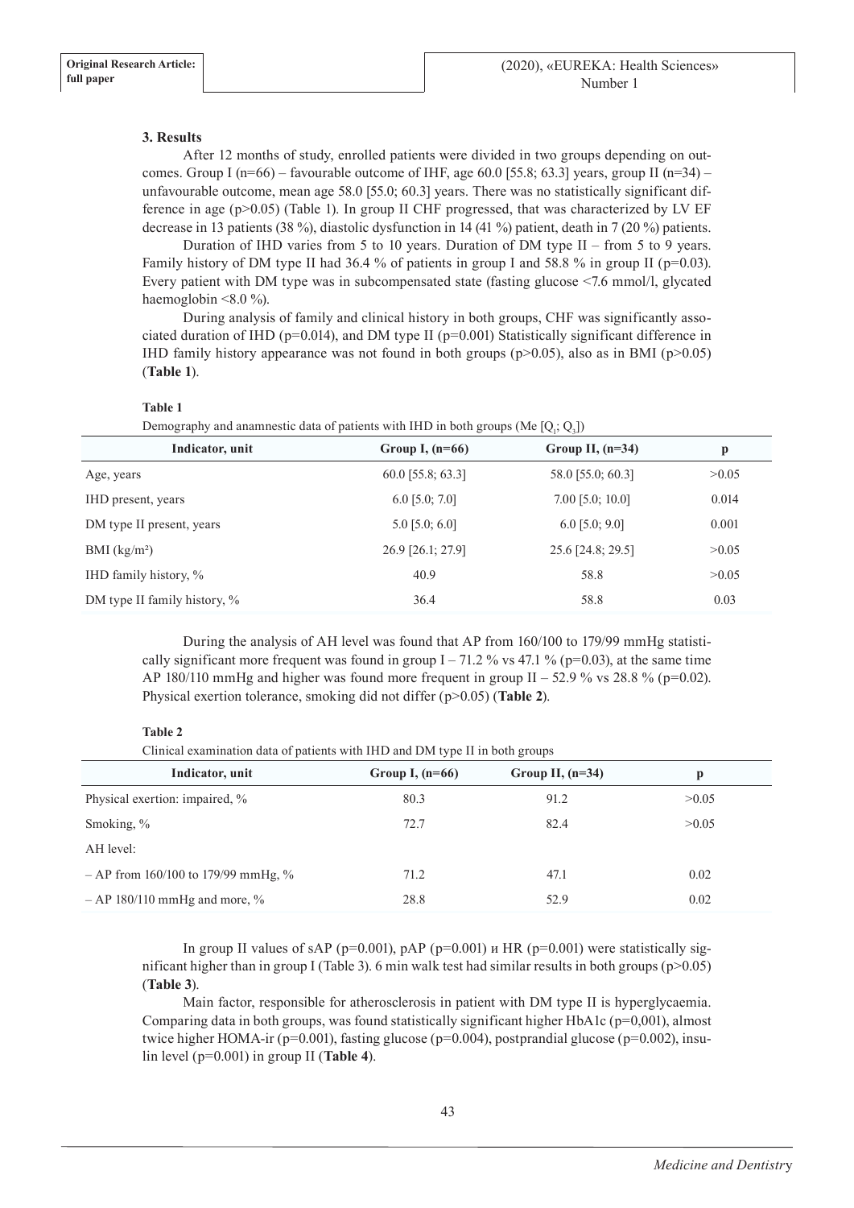### 3. Results

After 12 months of study, enrolled patients were divided in two groups depending on outcomes. Group I (n=66) – favourable outcome of IHF, age 60.0 [55.8; 63.3] years, group II (n=34) – unfavourable outcome, mean age 58.0 [55.0; 60.3] years. There was no statistically significant difference in age (p>0.05) (Table 1). In group II CHF progressed, that was characterized by LV EF decrease in 13 patients (38 %), diastolic dysfunction in 14 (41 %) patient, death in 7 (20 %) patients.

Duration of IHD varies from 5 to 10 years. Duration of DM type II – from 5 to 9 years. Family history of DM type II had 36.4 % of patients in group I and 58.8 % in group II (p=0.03). Every patient with DM type was in subcompensated state (fasting glucose <7.6 mmol/l, glycated haemoglobin <8.0 %).

During analysis of family and clinical history in both groups, CHF was significantly associated duration of IHD (p=0.014), and DM type II (p=0.001) Statistically significant difference in IHD family history appearance was not found in both groups (p>0.05), also as in BMI (p>0.05) (**Table 1**).

**Table 1**

Demography and anamnestic data of patients with IHD in both groups (Me [$Q_1$; $Q_3$])

| Indicator, unit | Group I, (n=66) | Group II, (n=34) | p |
|---|---|---|---|
| Age, years | 60.0 [55.8; 63.3] | 58.0 [55.0; 60.3] | >0.05 |
| IHD present, years | 6.0 [5.0; 7.0] | 7.00 [5.0; 10.0] | 0.014 |
| DM type II present, years | 5.0 [5.0; 6.0] | 6.0 [5.0; 9.0] | 0.001 |
| BMI (kg/m²) | 26.9 [26.1; 27.9] | 25.6 [24.8; 29.5] | >0.05 |
| IHD family history, % | 40.9 | 58.8 | >0.05 |
| DM type II family history, % | 36.4 | 58.8 | 0.03 |

During the analysis of AH level was found that AP from 160/100 to 179/99 mmHg statistically significant more frequent was found in group I – 71.2 % vs 47.1 % (p=0.03), at the same time AP 180/110 mmHg and higher was found more frequent in group II – 52.9 % vs 28.8 % (p=0.02). Physical exertion tolerance, smoking did not differ (p>0.05) (**Table 2**).

**Table 2**

Clinical examination data of patients with IHD and DM type II in both groups

| Indicator, unit | Group I, (n=66) | Group II, (n=34) | p |
|---|---|---|---|
| Physical exertion: impaired, % | 80.3 | 91.2 | >0.05 |
| Smoking, % | 72.7 | 82.4 | >0.05 |
| AH level: | | | |
| – AP from 160/100 to 179/99 mmHg, % | 71.2 | 47.1 | 0.02 |
| – AP 180/110 mmHg and more, % | 28.8 | 52.9 | 0.02 |

In group II values of sAP (p=0.001), pAP (p=0.001) и HR (p=0.001) were statistically significant higher than in group I (Table 3). 6 min walk test had similar results in both groups (p>0.05) (**Table 3**).

Main factor, responsible for atherosclerosis in patient with DM type II is hyperglycaemia. Comparing data in both groups, was found statistically significant higher HbA1c (p=0,001), almost twice higher HOMA-ir (p=0.001), fasting glucose (p=0.004), postprandial glucose (p=0.002), insulin level (p=0.001) in group II (**Table 4**).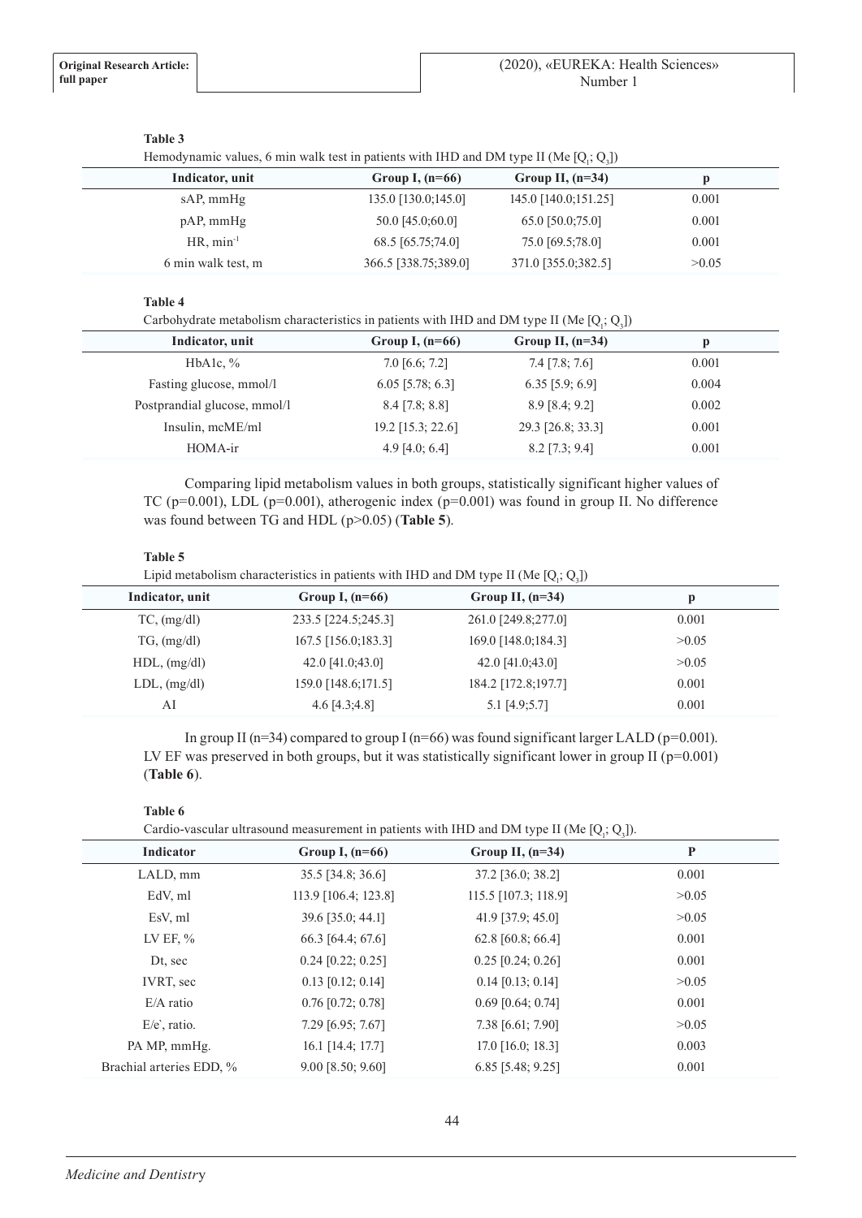**Table 3**

Hemodynamic values, 6 min walk test in patients with IHD and DM type II (Me [$Q_1$; $Q_3$])

| Indicator, unit | Group I, (n=66) | Group II, (n=34) | p |
|---|---|---|---|
| sAP, mmHg | 135.0 [130.0;145.0] | 145.0 [140.0;151.25] | 0.001 |
| pAP, mmHg | 50.0 [45.0;60.0] | 65.0 [50.0;75.0] | 0.001 |
| HR, $min^{-1}$ | 68.5 [65.75;74.0] | 75.0 [69.5;78.0] | 0.001 |
| 6 min walk test, m | 366.5 [338.75;389.0] | 371.0 [355.0;382.5] | >0.05 |

**Table 4**

Carbohydrate metabolism characteristics in patients with IHD and DM type II (Me [$Q_1$; $Q_3$])

| Indicator, unit | Group I, (n=66) | Group II, (n=34) | p |
|---|---|---|---|
| HbA1c, % | 7.0 [6.6; 7.2] | 7.4 [7.8; 7.6] | 0.001 |
| Fasting glucose, mmol/l | 6.05 [5.78; 6.3] | 6.35 [5.9; 6.9] | 0.004 |
| Postprandial glucose, mmol/l | 8.4 [7.8; 8.8] | 8.9 [8.4; 9.2] | 0.002 |
| Insulin, mcME/ml | 19.2 [15.3; 22.6] | 29.3 [26.8; 33.3] | 0.001 |
| HOMA-ir | 4.9 [4.0; 6.4] | 8.2 [7.3; 9.4] | 0.001 |

Comparing lipid metabolism values in both groups, statistically significant higher values of TC (p=0.001), LDL (p=0.001), atherogenic index (p=0.001) was found in group II. No difference was found between TG and HDL (p>0.05) (**Table 5**).

**Table 5**

Lipid metabolism characteristics in patients with IHD and DM type II (Me [$Q_1$; $Q_3$])

| Indicator, unit | Group I, (n=66) | Group II, (n=34) | p |
|---|---|---|---|
| TC, (mg/dl) | 233.5 [224.5;245.3] | 261.0 [249.8;277.0] | 0.001 |
| TG, (mg/dl) | 167.5 [156.0;183.3] | 169.0 [148.0;184.3] | >0.05 |
| HDL, (mg/dl) | 42.0 [41.0;43.0] | 42.0 [41.0;43.0] | >0.05 |
| LDL, (mg/dl) | 159.0 [148.6;171.5] | 184.2 [172.8;197.7] | 0.001 |
| AI | 4.6 [4.3;4.8] | 5.1 [4.9;5.7] | 0.001 |

In group II (n=34) compared to group I (n=66) was found significant larger LALD (p=0.001). LV EF was preserved in both groups, but it was statistically significant lower in group II (p=0.001) (**Table 6**).

**Table 6**

Cardio-vascular ultrasound measurement in patients with IHD and DM type II (Me [$Q_1$; $Q_3$]).

| Indicator | Group I, (n=66) | Group II, (n=34) | P |
|---|---|---|---|
| LALD, mm | 35.5 [34.8; 36.6] | 37.2 [36.0; 38.2] | 0.001 |
| EdV, ml | 113.9 [106.4; 123.8] | 115.5 [107.3; 118.9] | >0.05 |
| EsV, ml | 39.6 [35.0; 44.1] | 41.9 [37.9; 45.0] | >0.05 |
| LV EF, % | 66.3 [64.4; 67.6] | 62.8 [60.8; 66.4] | 0.001 |
| Dt, sec | 0.24 [0.22; 0.25] | 0.25 [0.24; 0.26] | 0.001 |
| IVRT, sec | 0.13 [0.12; 0.14] | 0.14 [0.13; 0.14] | >0.05 |
| E/A ratio | 0.76 [0.72; 0.78] | 0.69 [0.64; 0.74] | 0.001 |
| E/e`, ratio. | 7.29 [6.95; 7.67] | 7.38 [6.61; 7.90] | >0.05 |
| PA MP, mmHg. | 16.1 [14.4; 17.7] | 17.0 [16.0; 18.3] | 0.003 |
| Brachial arteries EDD, % | 9.00 [8.50; 9.60] | 6.85 [5.48; 9.25] | 0.001 |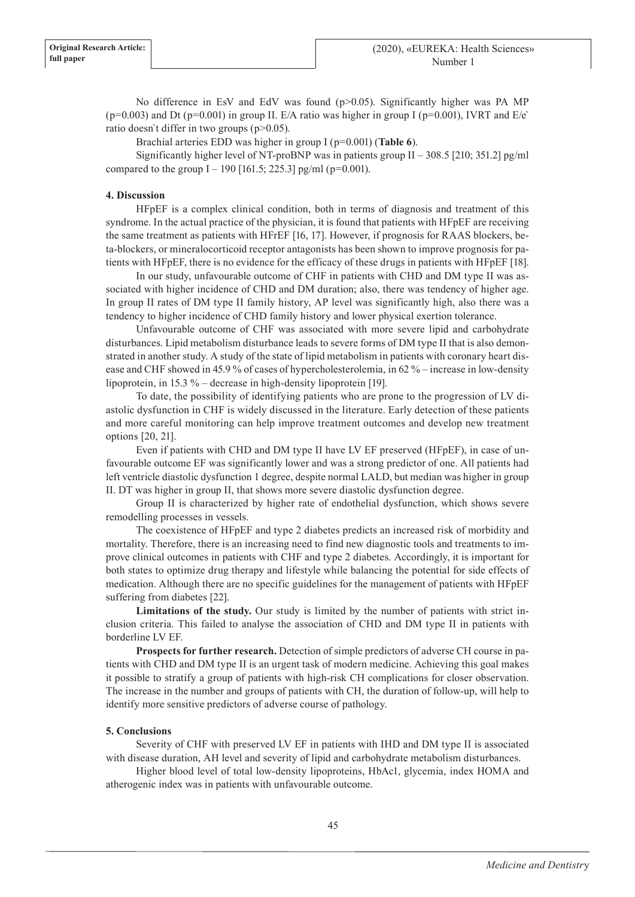No difference in EsV and EdV was found ($p>0.05$). Significantly higher was PA MP ($p=0.003$) and Dt ($p=0.001$) in group II. E/A ratio was higher in group I ($p=0.001$), IVRT and E/e` ratio doesn`t differ in two groups ($p>0.05$).

Brachial arteries EDD was higher in group I ($p=0.001$) (**Table 6**).

Significantly higher level of NT-proBNP was in patients group II – 308.5 [210; 351.2] pg/ml compared to the group I – 190 [161.5; 225.3] pg/ml ($p=0.001$).

## 4. Discussion

HFpEF is a complex clinical condition, both in terms of diagnosis and treatment of this syndrome. In the actual practice of the physician, it is found that patients with HFpEF are receiving the same treatment as patients with HFrEF [16, 17]. However, if prognosis for RAAS blockers, beta-blockers, or mineralocorticoid receptor antagonists has been shown to improve prognosis for patients with HFpEF, there is no evidence for the efficacy of these drugs in patients with HFpEF [18].

In our study, unfavourable outcome of CHF in patients with CHD and DM type II was associated with higher incidence of CHD and DM duration; also, there was tendency of higher age. In group II rates of DM type II family history, AP level was significantly high, also there was a tendency to higher incidence of CHD family history and lower physical exertion tolerance.

Unfavourable outcome of CHF was associated with more severe lipid and carbohydrate disturbances. Lipid metabolism disturbance leads to severe forms of DM type II that is also demonstrated in another study. A study of the state of lipid metabolism in patients with coronary heart disease and CHF showed in 45.9 % of cases of hypercholesterolemia, in 62 % – increase in low-density lipoprotein, in 15.3 % – decrease in high-density lipoprotein [19].

To date, the possibility of identifying patients who are prone to the progression of LV diastolic dysfunction in CHF is widely discussed in the literature. Early detection of these patients and more careful monitoring can help improve treatment outcomes and develop new treatment options [20, 21].

Even if patients with CHD and DM type II have LV EF preserved (HFpEF), in case of unfavourable outcome EF was significantly lower and was a strong predictor of one. All patients had left ventricle diastolic dysfunction 1 degree, despite normal LALD, but median was higher in group II. DT was higher in group II, that shows more severe diastolic dysfunction degree.

Group II is characterized by higher rate of endothelial dysfunction, which shows severe remodelling processes in vessels.

The coexistence of HFpEF and type 2 diabetes predicts an increased risk of morbidity and mortality. Therefore, there is an increasing need to find new diagnostic tools and treatments to improve clinical outcomes in patients with CHF and type 2 diabetes. Accordingly, it is important for both states to optimize drug therapy and lifestyle while balancing the potential for side effects of medication. Although there are no specific guidelines for the management of patients with HFpEF suffering from diabetes [22].

**Limitations of the study.** Our study is limited by the number of patients with strict inclusion criteria. This failed to analyse the association of CHD and DM type II in patients with borderline LV EF.

**Prospects for further research.** Detection of simple predictors of adverse CH course in patients with CHD and DM type II is an urgent task of modern medicine. Achieving this goal makes it possible to stratify a group of patients with high-risk CH complications for closer observation. The increase in the number and groups of patients with CH, the duration of follow-up, will help to identify more sensitive predictors of adverse course of pathology.

## 5. Conclusions

Severity of CHF with preserved LV EF in patients with IHD and DM type II is associated with disease duration, AH level and severity of lipid and carbohydrate metabolism disturbances.

Higher blood level of total low-density lipoproteins, HbAc1, glycemia, index HOMA and atherogenic index was in patients with unfavourable outcome.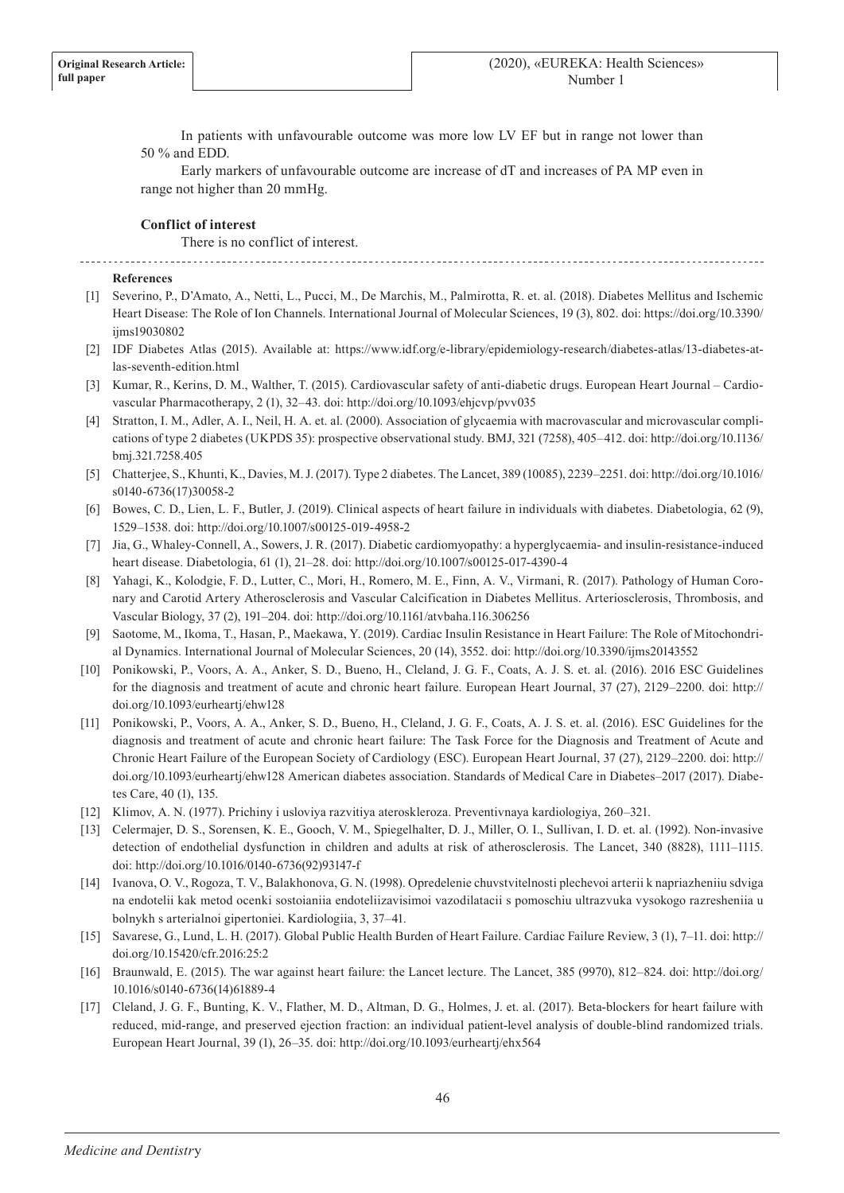In patients with unfavourable outcome was more low LV EF but in range not lower than 50 % and EDD.

Early markers of unfavourable outcome are increase of dT and increases of PA MP even in range not higher than 20 mmHg.

**Conflict of interest**

There is no conflict of interest.

**References**

[1] Severino, P., D'Amato, A., Netti, L., Pucci, M., De Marchis, M., Palmirotta, R. et. al. (2018). Diabetes Mellitus and Ischemic Heart Disease: The Role of Ion Channels. International Journal of Molecular Sciences, 19 (3), 802. doi: https://doi.org/10.3390/ijms19030802

[2] IDF Diabetes Atlas (2015). Available at: https://www.idf.org/e-library/epidemiology-research/diabetes-atlas/13-diabetes-atlas-seventh-edition.html

[3] Kumar, R., Kerins, D. M., Walther, T. (2015). Cardiovascular safety of anti-diabetic drugs. European Heart Journal – Cardiovascular Pharmacotherapy, 2 (1), 32–43. doi: http://doi.org/10.1093/ehjcvp/pvv035

[4] Stratton, I. M., Adler, A. I., Neil, H. A. et. al. (2000). Association of glycaemia with macrovascular and microvascular complications of type 2 diabetes (UKPDS 35): prospective observational study. BMJ, 321 (7258), 405–412. doi: http://doi.org/10.1136/bmj.321.7258.405

[5] Chatterjee, S., Khunti, K., Davies, M. J. (2017). Type 2 diabetes. The Lancet, 389 (10085), 2239–2251. doi: http://doi.org/10.1016/s0140-6736(17)30058-2

[6] Bowes, C. D., Lien, L. F., Butler, J. (2019). Clinical aspects of heart failure in individuals with diabetes. Diabetologia, 62 (9), 1529–1538. doi: http://doi.org/10.1007/s00125-019-4958-2

[7] Jia, G., Whaley-Connell, A., Sowers, J. R. (2017). Diabetic cardiomyopathy: a hyperglycaemia- and insulin-resistance-induced heart disease. Diabetologia, 61 (1), 21–28. doi: http://doi.org/10.1007/s00125-017-4390-4

[8] Yahagi, K., Kolodgie, F. D., Lutter, C., Mori, H., Romero, M. E., Finn, A. V., Virmani, R. (2017). Pathology of Human Coronary and Carotid Artery Atherosclerosis and Vascular Calcification in Diabetes Mellitus. Arteriosclerosis, Thrombosis, and Vascular Biology, 37 (2), 191–204. doi: http://doi.org/10.1161/atvbaha.116.306256

[9] Saotome, M., Ikoma, T., Hasan, P., Maekawa, Y. (2019). Cardiac Insulin Resistance in Heart Failure: The Role of Mitochondrial Dynamics. International Journal of Molecular Sciences, 20 (14), 3552. doi: http://doi.org/10.3390/ijms20143552

[10] Ponikowski, P., Voors, A. A., Anker, S. D., Bueno, H., Cleland, J. G. F., Coats, A. J. S. et. al. (2016). 2016 ESC Guidelines for the diagnosis and treatment of acute and chronic heart failure. European Heart Journal, 37 (27), 2129–2200. doi: http://doi.org/10.1093/eurheartj/ehw128

[11] Ponikowski, P., Voors, A. A., Anker, S. D., Bueno, H., Cleland, J. G. F., Coats, A. J. S. et. al. (2016). ESC Guidelines for the diagnosis and treatment of acute and chronic heart failure: The Task Force for the Diagnosis and Treatment of Acute and Chronic Heart Failure of the European Society of Cardiology (ESC). European Heart Journal, 37 (27), 2129–2200. doi: http://doi.org/10.1093/eurheartj/ehw128 American diabetes association. Standards of Medical Care in Diabetes–2017 (2017). Diabetes Care, 40 (1), 135.

[12] Klimov, A. N. (1977). Prichiny i usloviya razvitiya ateroskleroza. Preventivnaya kardiologiya, 260–321.

[13] Celermajer, D. S., Sorensen, K. E., Gooch, V. M., Spiegelhalter, D. J., Miller, O. I., Sullivan, I. D. et. al. (1992). Non-invasive detection of endothelial dysfunction in children and adults at risk of atherosclerosis. The Lancet, 340 (8828), 1111–1115. doi: http://doi.org/10.1016/0140-6736(92)93147-f

[14] Ivanova, O. V., Rogoza, T. V., Balakhonova, G. N. (1998). Opredelenie chuvstvitelnosti plechevoi arterii k napriazheniiu sdviga na endotelii kak metod ocenki sostoianiia endoteliizavisimoi vazodilatacii s pomoschiu ultrazvuka vysokogo razresheniia u bolnykh s arterialnoi gipertoniei. Kardiologiia, 3, 37–41.

[15] Savarese, G., Lund, L. H. (2017). Global Public Health Burden of Heart Failure. Cardiac Failure Review, 3 (1), 7–11. doi: http://doi.org/10.15420/cfr.2016:25:2

[16] Braunwald, E. (2015). The war against heart failure: the Lancet lecture. The Lancet, 385 (9970), 812–824. doi: http://doi.org/10.1016/s0140-6736(14)61889-4

[17] Cleland, J. G. F., Bunting, K. V., Flather, M. D., Altman, D. G., Holmes, J. et. al. (2017). Beta-blockers for heart failure with reduced, mid-range, and preserved ejection fraction: an individual patient-level analysis of double-blind randomized trials. European Heart Journal, 39 (1), 26–35. doi: http://doi.org/10.1093/eurheartj/ehx564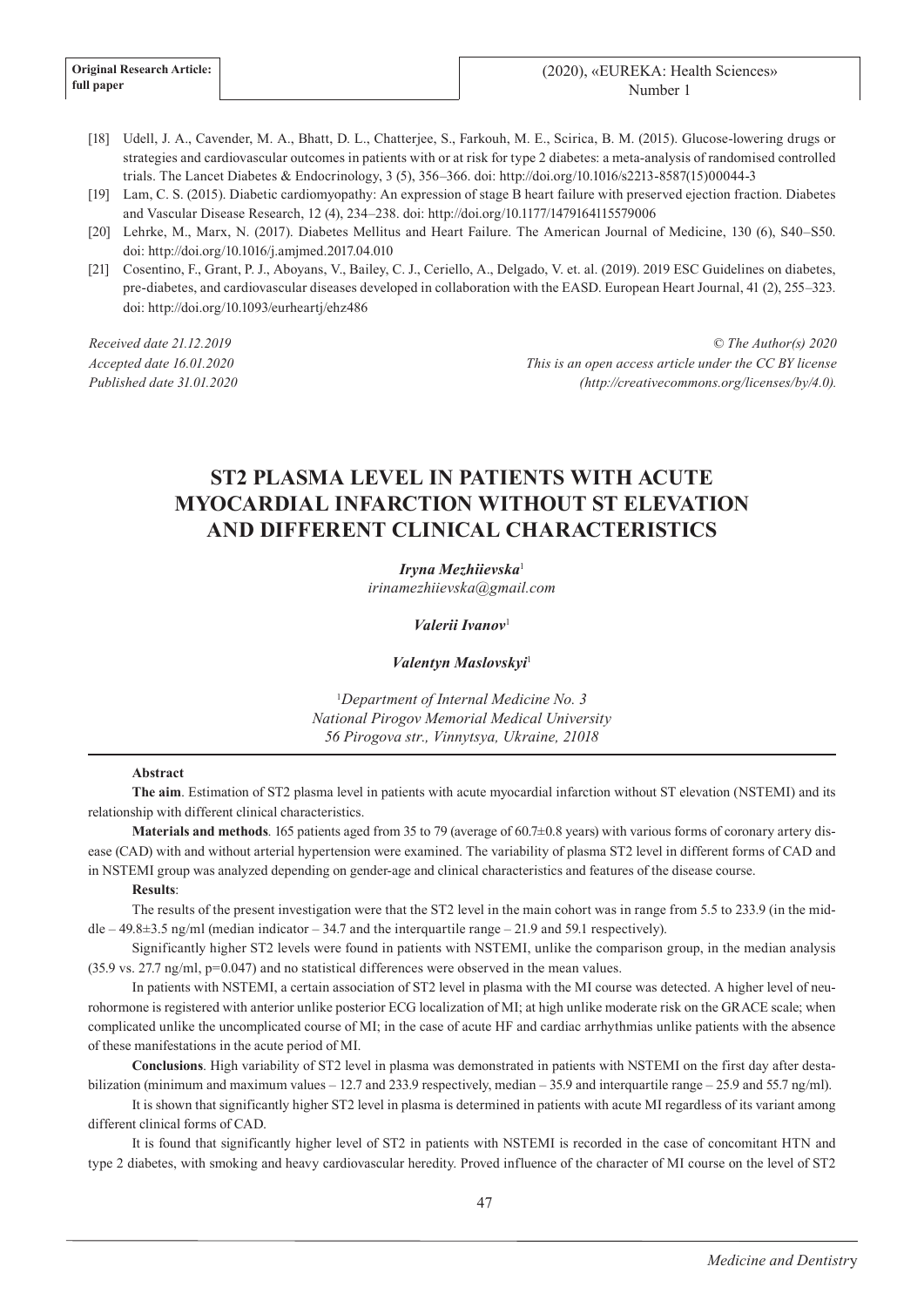[18] Udell, J. A., Cavender, M. A., Bhatt, D. L., Chatterjee, S., Farkouh, M. E., Scirica, B. M. (2015). Glucose-lowering drugs or strategies and cardiovascular outcomes in patients with or at risk for type 2 diabetes: a meta-analysis of randomised controlled trials. The Lancet Diabetes & Endocrinology, 3 (5), 356–366. doi: http://doi.org/10.1016/s2213-8587(15)00044-3

[19] Lam, C. S. (2015). Diabetic cardiomyopathy: An expression of stage B heart failure with preserved ejection fraction. Diabetes and Vascular Disease Research, 12 (4), 234–238. doi: http://doi.org/10.1177/1479164115579006

[20] Lehrke, M., Marx, N. (2017). Diabetes Mellitus and Heart Failure. The American Journal of Medicine, 130 (6), S40–S50. doi: http://doi.org/10.1016/j.amjmed.2017.04.010

[21] Cosentino, F., Grant, P. J., Aboyans, V., Bailey, C. J., Ceriello, A., Delgado, V. et. al. (2019). 2019 ESC Guidelines on diabetes, pre-diabetes, and cardiovascular diseases developed in collaboration with the EASD. European Heart Journal, 41 (2), 255–323. doi: http://doi.org/10.1093/eurheartj/ehz486

*Received date 21.12.2019*
*Accepted date 16.01.2020*
*Published date 31.01.2020*

*© The Author(s) 2020*
*This is an open access article under the CC BY license (http://creativecommons.org/licenses/by/4.0).*

# ST2 PLASMA LEVEL IN PATIENTS WITH ACUTE MYOCARDIAL INFARCTION WITHOUT ST ELEVATION AND DIFFERENT CLINICAL CHARACTERISTICS

***Iryna Mezhiievska***[1]
*irinamezhiievska@gmail.com*

***Valerii Ivanov***[1]

***Valentyn Maslovskyi***[1]

[1]*Department of Internal Medicine No. 3*
*National Pirogov Memorial Medical University*
*56 Pirogova str., Vinnytsya, Ukraine, 21018*

**Abstract**

**The aim**. Estimation of ST2 plasma level in patients with acute myocardial infarction without ST elevation (NSTEMI) and its relationship with different clinical characteristics.

**Materials and methods**. 165 patients aged from 35 to 79 (average of 60.7±0.8 years) with various forms of coronary artery disease (CAD) with and without arterial hypertension were examined. The variability of plasma ST2 level in different forms of CAD and in NSTEMI group was analyzed depending on gender-age and clinical characteristics and features of the disease course.

**Results**:

The results of the present investigation were that the ST2 level in the main cohort was in range from 5.5 to 233.9 (in the middle – 49.8±3.5 ng/ml (median indicator – 34.7 and the interquartile range – 21.9 and 59.1 respectively).

Significantly higher ST2 levels were found in patients with NSTEMI, unlike the comparison group, in the median analysis (35.9 vs. 27.7 ng/ml, p=0.047) and no statistical differences were observed in the mean values.

In patients with NSTEMI, a certain association of ST2 level in plasma with the MI course was detected. A higher level of neurohormone is registered with anterior unlike posterior ECG localization of MI; at high unlike moderate risk on the GRACE scale; when complicated unlike the uncomplicated course of MI; in the case of acute HF and cardiac arrhythmias unlike patients with the absence of these manifestations in the acute period of MI.

**Conclusions**. High variability of ST2 level in plasma was demonstrated in patients with NSTEMI on the first day after destabilization (minimum and maximum values – 12.7 and 233.9 respectively, median – 35.9 and interquartile range – 25.9 and 55.7 ng/ml).

It is shown that significantly higher ST2 level in plasma is determined in patients with acute MI regardless of its variant among different clinical forms of CAD.

It is found that significantly higher level of ST2 in patients with NSTEMI is recorded in the case of concomitant HTN and type 2 diabetes, with smoking and heavy cardiovascular heredity. Proved influence of the character of MI course on the level of ST2